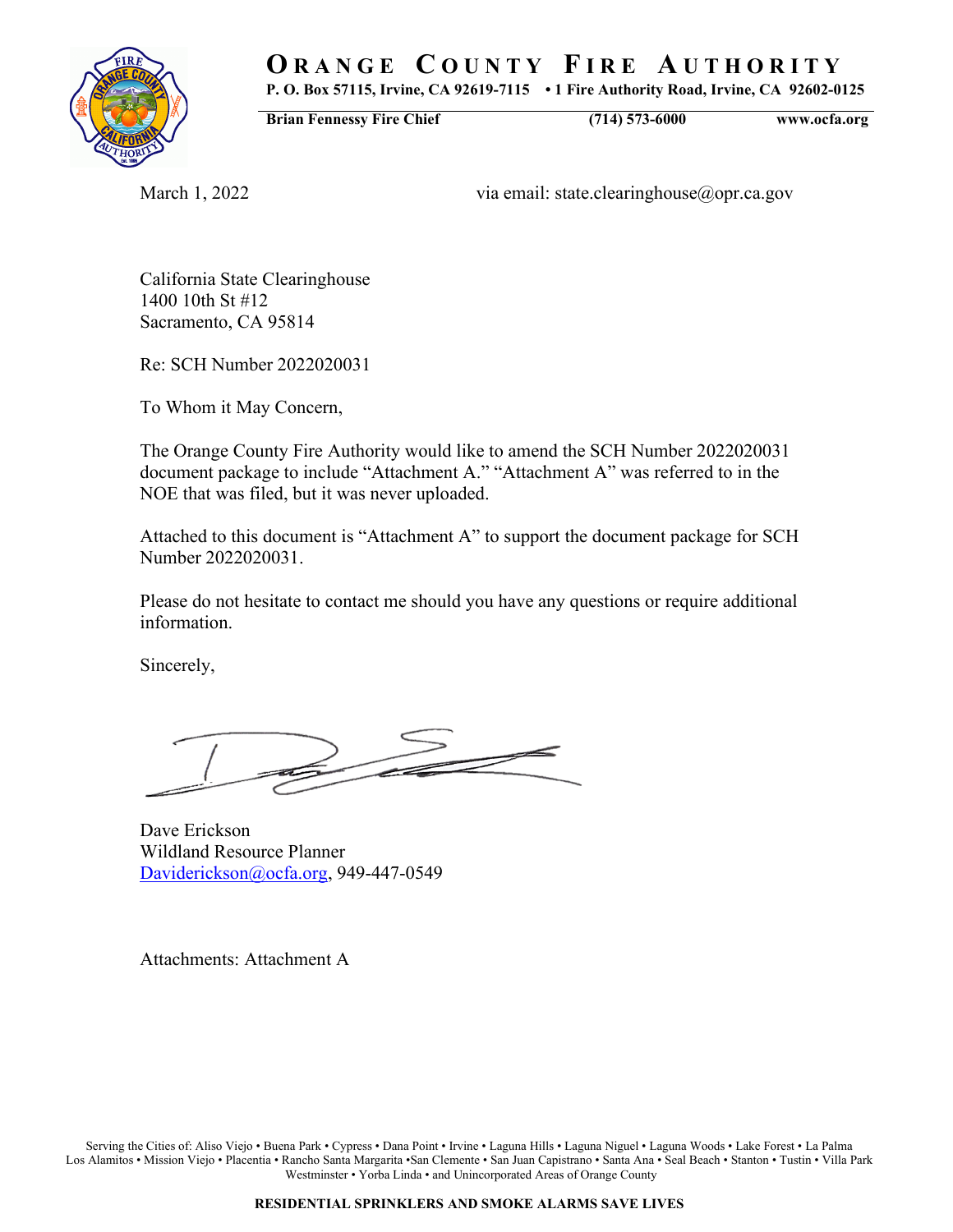# ORANGE COUNTY FIRE AUTHORITY

**P. O. Box 57115, Irvine, CA 92619-7115 • 1 Fire Authority Road, Irvine, CA 92602-0125**

**Brian Fennessy Fire Chief** **(714) 573-6000** **www.ocfa.org**

March 1, 2022 via email: state.clearinghouse@opr.ca.gov

California State Clearinghouse
1400 10th St #12
Sacramento, CA 95814

Re: SCH Number 2022020031

To Whom it May Concern,

The Orange County Fire Authority would like to amend the SCH Number 2022020031 document package to include "Attachment A." "Attachment A" was referred to in the NOE that was filed, but it was never uploaded.

Attached to this document is "Attachment A" to support the document package for SCH Number 2022020031.

Please do not hesitate to contact me should you have any questions or require additional information.

Sincerely,

Dave Erickson
Wildland Resource Planner
Davideickson@ocfa.org, 949-447-0549

Attachments: Attachment A

Serving the Cities of: Aliso Viejo • Buena Park • Cypress • Dana Point • Irvine • Laguna Hills • Laguna Niguel • Laguna Woods • Lake Forest • La Palma Los Alamitos • Mission Viejo • Placentia • Rancho Santa Margarita •San Clemente • San Juan Capistrano • Santa Ana • Seal Beach • Stanton • Tustin • Villa Park Westminster • Yorba Linda • and Unincorporated Areas of Orange County

**RESIDENTIAL SPRINKLERS AND SMOKE ALARMS SAVE LIVES**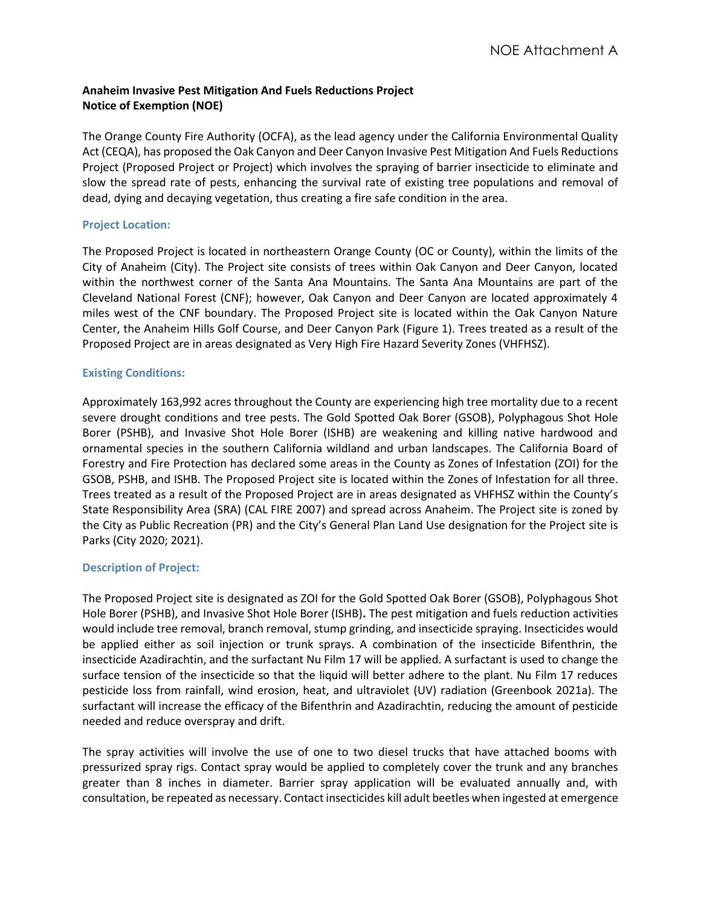**Anaheim Invasive Pest Mitigation And Fuels Reductions Project**
**Notice of Exemption (NOE)**

The Orange County Fire Authority (OCFA), as the lead agency under the California Environmental Quality Act (CEQA), has proposed the Oak Canyon and Deer Canyon Invasive Pest Mitigation And Fuels Reductions Project (Proposed Project or Project) which involves the spraying of barrier insecticide to eliminate and slow the spread rate of pests, enhancing the survival rate of existing tree populations and removal of dead, dying and decaying vegetation, thus creating a fire safe condition in the area.

### Project Location:

The Proposed Project is located in northeastern Orange County (OC or County), within the limits of the City of Anaheim (City). The Project site consists of trees within Oak Canyon and Deer Canyon, located within the northwest corner of the Santa Ana Mountains. The Santa Ana Mountains are part of the Cleveland National Forest (CNF); however, Oak Canyon and Deer Canyon are located approximately 4 miles west of the CNF boundary. The Proposed Project site is located within the Oak Canyon Nature Center, the Anaheim Hills Golf Course, and Deer Canyon Park (Figure 1). Trees treated as a result of the Proposed Project are in areas designated as Very High Fire Hazard Severity Zones (VHFHSZ).

### Existing Conditions:

Approximately 163,992 acres throughout the County are experiencing high tree mortality due to a recent severe drought conditions and tree pests. The Gold Spotted Oak Borer (GSOB), Polyphagous Shot Hole Borer (PSHB), and Invasive Shot Hole Borer (ISHB) are weakening and killing native hardwood and ornamental species in the southern California wildland and urban landscapes. The California Board of Forestry and Fire Protection has declared some areas in the County as Zones of Infestation (ZOI) for the GSOB, PSHB, and ISHB. The Proposed Project site is located within the Zones of Infestation for all three. Trees treated as a result of the Proposed Project are in areas designated as VHFHSZ within the County's State Responsibility Area (SRA) (CAL FIRE 2007) and spread across Anaheim. The Project site is zoned by the City as Public Recreation (PR) and the City's General Plan Land Use designation for the Project site is Parks (City 2020; 2021).

### Description of Project:

The Proposed Project site is designated as ZOI for the Gold Spotted Oak Borer (GSOB), Polyphagous Shot Hole Borer (PSHB), and Invasive Shot Hole Borer (ISHB)**.** The pest mitigation and fuels reduction activities would include tree removal, branch removal, stump grinding, and insecticide spraying. Insecticides would be applied either as soil injection or trunk sprays. A combination of the insecticide Bifenthrin, the insecticide Azadirachtin, and the surfactant Nu Film 17 will be applied. A surfactant is used to change the surface tension of the insecticide so that the liquid will better adhere to the plant. Nu Film 17 reduces pesticide loss from rainfall, wind erosion, heat, and ultraviolet (UV) radiation (Greenbook 2021a). The surfactant will increase the efficacy of the Bifenthrin and Azadirachtin, reducing the amount of pesticide needed and reduce overspray and drift.

The spray activities will involve the use of one to two diesel trucks that have attached booms with pressurized spray rigs. Contact spray would be applied to completely cover the trunk and any branches greater than 8 inches in diameter. Barrier spray application will be evaluated annually and, with consultation, be repeated as necessary. Contact insecticides kill adult beetles when ingested at emergence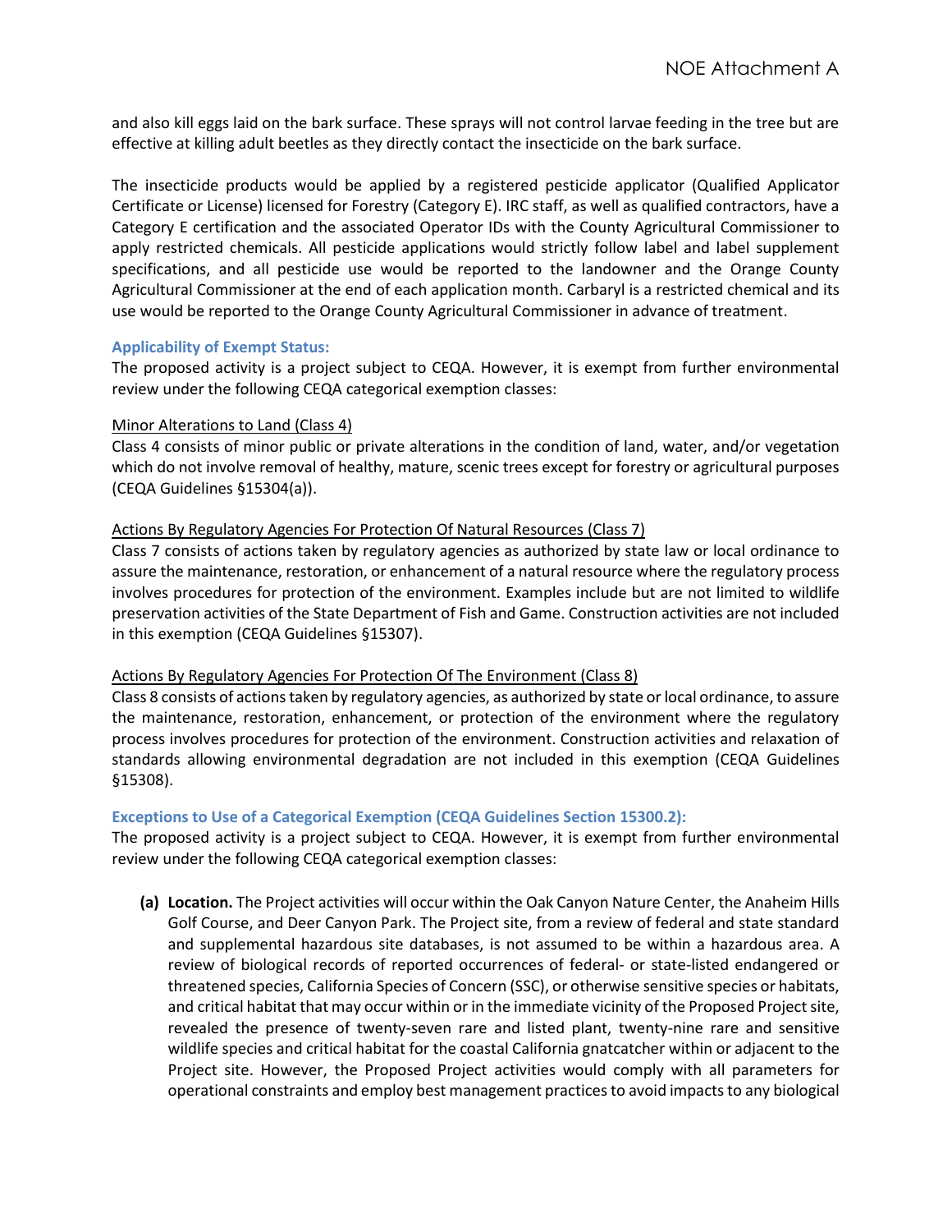and also kill eggs laid on the bark surface. These sprays will not control larvae feeding in the tree but are effective at killing adult beetles as they directly contact the insecticide on the bark surface.

The insecticide products would be applied by a registered pesticide applicator (Qualified Applicator Certificate or License) licensed for Forestry (Category E). IRC staff, as well as qualified contractors, have a Category E certification and the associated Operator IDs with the County Agricultural Commissioner to apply restricted chemicals. All pesticide applications would strictly follow label and label supplement specifications, and all pesticide use would be reported to the landowner and the Orange County Agricultural Commissioner at the end of each application month. Carbaryl is a restricted chemical and its use would be reported to the Orange County Agricultural Commissioner in advance of treatment.

### Applicability of Exempt Status:

The proposed activity is a project subject to CEQA. However, it is exempt from further environmental review under the following CEQA categorical exemption classes:

Minor Alterations to Land (Class 4)

Class 4 consists of minor public or private alterations in the condition of land, water, and/or vegetation which do not involve removal of healthy, mature, scenic trees except for forestry or agricultural purposes (CEQA Guidelines §15304(a)).

Actions By Regulatory Agencies For Protection Of Natural Resources (Class 7)

Class 7 consists of actions taken by regulatory agencies as authorized by state law or local ordinance to assure the maintenance, restoration, or enhancement of a natural resource where the regulatory process involves procedures for protection of the environment. Examples include but are not limited to wildlife preservation activities of the State Department of Fish and Game. Construction activities are not included in this exemption (CEQA Guidelines §15307).

Actions By Regulatory Agencies For Protection Of The Environment (Class 8)

Class 8 consists of actions taken by regulatory agencies, as authorized by state or local ordinance, to assure the maintenance, restoration, enhancement, or protection of the environment where the regulatory process involves procedures for protection of the environment. Construction activities and relaxation of standards allowing environmental degradation are not included in this exemption (CEQA Guidelines §15308).

### Exceptions to Use of a Categorical Exemption (CEQA Guidelines Section 15300.2):

The proposed activity is a project subject to CEQA. However, it is exempt from further environmental review under the following CEQA categorical exemption classes:

**(a) Location.** The Project activities will occur within the Oak Canyon Nature Center, the Anaheim Hills Golf Course, and Deer Canyon Park. The Project site, from a review of federal and state standard and supplemental hazardous site databases, is not assumed to be within a hazardous area. A review of biological records of reported occurrences of federal- or state-listed endangered or threatened species, California Species of Concern (SSC), or otherwise sensitive species or habitats, and critical habitat that may occur within or in the immediate vicinity of the Proposed Project site, revealed the presence of twenty-seven rare and listed plant, twenty-nine rare and sensitive wildlife species and critical habitat for the coastal California gnatcatcher within or adjacent to the Project site. However, the Proposed Project activities would comply with all parameters for operational constraints and employ best management practices to avoid impacts to any biological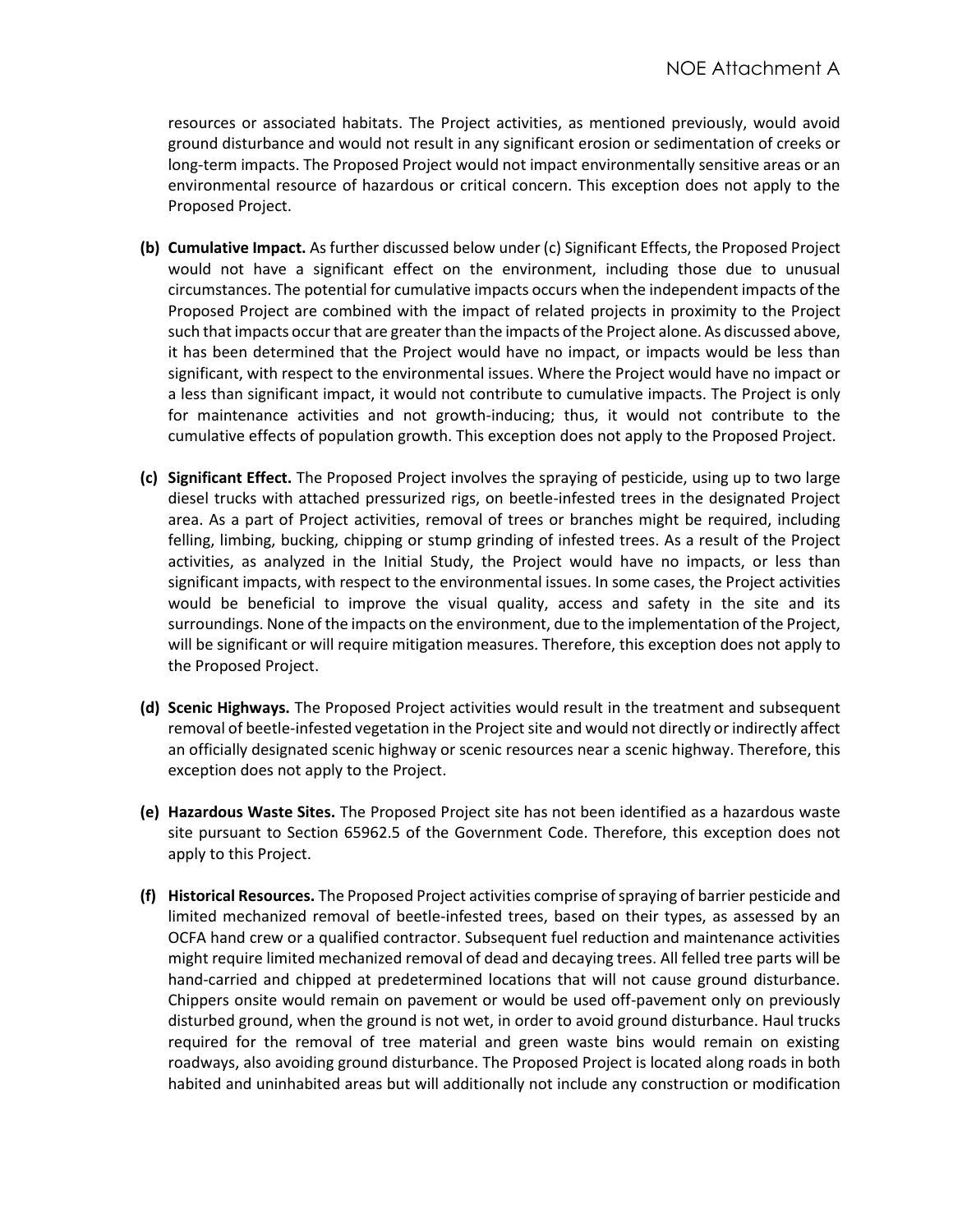resources or associated habitats. The Project activities, as mentioned previously, would avoid ground disturbance and would not result in any significant erosion or sedimentation of creeks or long-term impacts. The Proposed Project would not impact environmentally sensitive areas or an environmental resource of hazardous or critical concern. This exception does not apply to the Proposed Project.

**(b) Cumulative Impact.** As further discussed below under (c) Significant Effects, the Proposed Project would not have a significant effect on the environment, including those due to unusual circumstances. The potential for cumulative impacts occurs when the independent impacts of the Proposed Project are combined with the impact of related projects in proximity to the Project such that impacts occur that are greater than the impacts of the Project alone. As discussed above, it has been determined that the Project would have no impact, or impacts would be less than significant, with respect to the environmental issues. Where the Project would have no impact or a less than significant impact, it would not contribute to cumulative impacts. The Project is only for maintenance activities and not growth-inducing; thus, it would not contribute to the cumulative effects of population growth. This exception does not apply to the Proposed Project.

**(c) Significant Effect.** The Proposed Project involves the spraying of pesticide, using up to two large diesel trucks with attached pressurized rigs, on beetle-infested trees in the designated Project area. As a part of Project activities, removal of trees or branches might be required, including felling, limbing, bucking, chipping or stump grinding of infested trees. As a result of the Project activities, as analyzed in the Initial Study, the Project would have no impacts, or less than significant impacts, with respect to the environmental issues. In some cases, the Project activities would be beneficial to improve the visual quality, access and safety in the site and its surroundings. None of the impacts on the environment, due to the implementation of the Project, will be significant or will require mitigation measures. Therefore, this exception does not apply to the Proposed Project.

**(d) Scenic Highways.** The Proposed Project activities would result in the treatment and subsequent removal of beetle-infested vegetation in the Project site and would not directly or indirectly affect an officially designated scenic highway or scenic resources near a scenic highway. Therefore, this exception does not apply to the Project.

**(e) Hazardous Waste Sites.** The Proposed Project site has not been identified as a hazardous waste site pursuant to Section 65962.5 of the Government Code. Therefore, this exception does not apply to this Project.

**(f) Historical Resources.** The Proposed Project activities comprise of spraying of barrier pesticide and limited mechanized removal of beetle-infested trees, based on their types, as assessed by an OCFA hand crew or a qualified contractor. Subsequent fuel reduction and maintenance activities might require limited mechanized removal of dead and decaying trees. All felled tree parts will be hand-carried and chipped at predetermined locations that will not cause ground disturbance. Chippers onsite would remain on pavement or would be used off-pavement only on previously disturbed ground, when the ground is not wet, in order to avoid ground disturbance. Haul trucks required for the removal of tree material and green waste bins would remain on existing roadways, also avoiding ground disturbance. The Proposed Project is located along roads in both habited and uninhabited areas but will additionally not include any construction or modification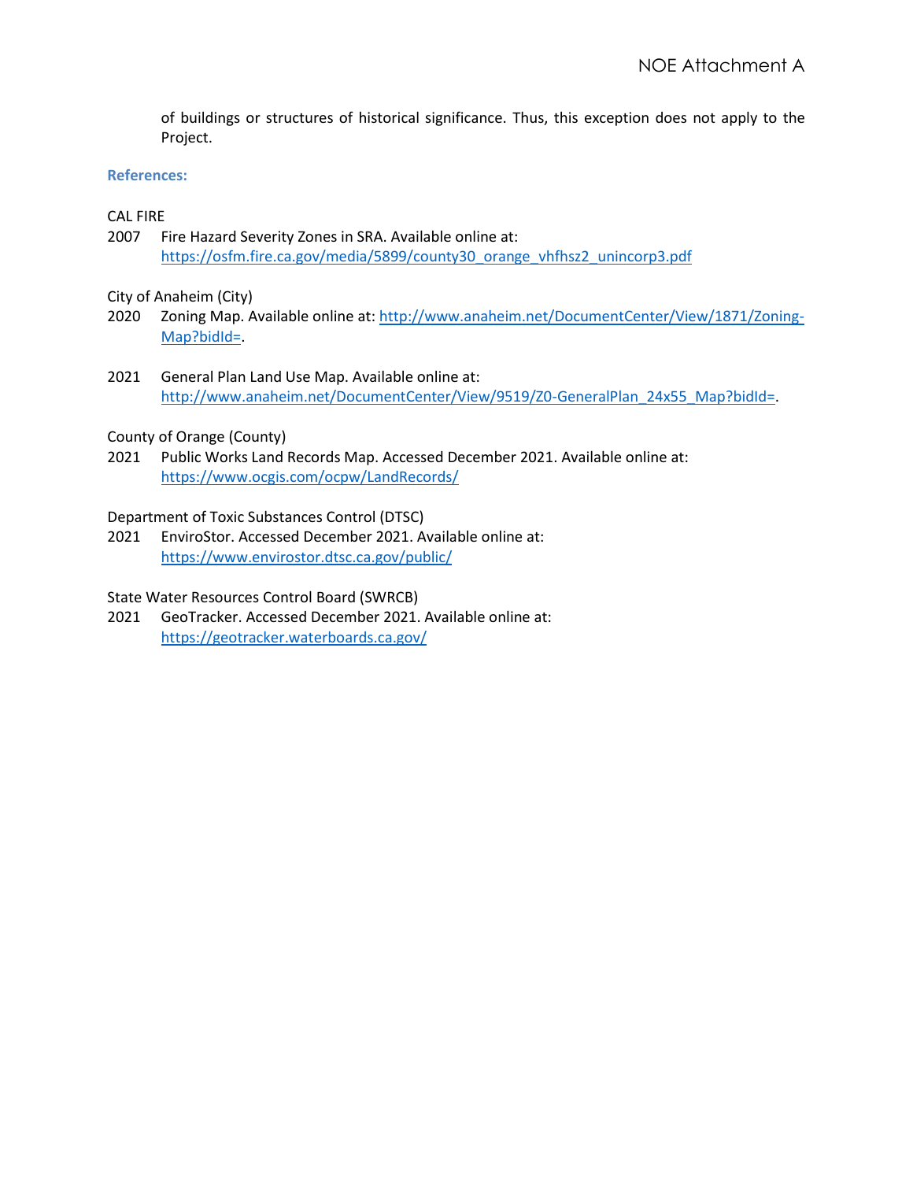of buildings or structures of historical significance. Thus, this exception does not apply to the Project.

**References:**

CAL FIRE

2007 Fire Hazard Severity Zones in SRA. Available online at: https://osfm.fire.ca.gov/media/5899/county30_orange_vhfhsz2_unincorp3.pdf

City of Anaheim (City)

2020 Zoning Map. Available online at: http://www.anaheim.net/DocumentCenter/View/1871/Zoning-Map?bidId=.

2021 General Plan Land Use Map. Available online at: http://www.anaheim.net/DocumentCenter/View/9519/Z0-GeneralPlan_24x55_Map?bidId=.

County of Orange (County)

2021 Public Works Land Records Map. Accessed December 2021. Available online at: https://www.ocgis.com/ocpw/LandRecords/

Department of Toxic Substances Control (DTSC)

2021 EnviroStor. Accessed December 2021. Available online at: https://www.envirostor.dtsc.ca.gov/public/

State Water Resources Control Board (SWRCB)

2021 GeoTracker. Accessed December 2021. Available online at: https://geotracker.waterboards.ca.gov/